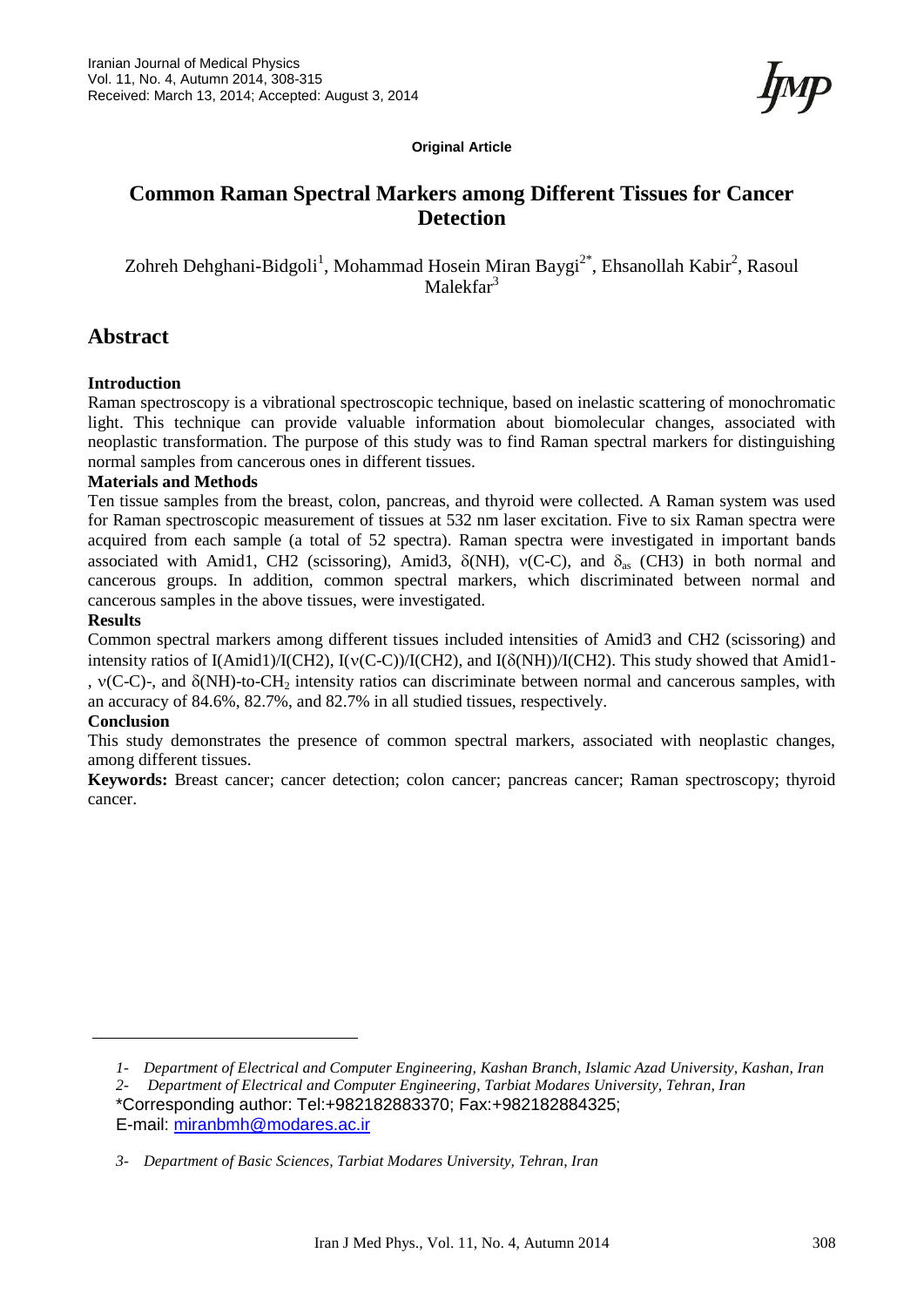Original Article

# Common Raman Spectral Markers among Different Tissues for Cancer Detection

Zohreh Dehghani-Bidgoli[1], Mohammad Hosein Miran Baygi[2*], Ehsanollah Kabir[2], Rasoul Malekfar[3]

## Abstract

### Introduction

Raman spectroscopy is a vibrational spectroscopic technique, based on inelastic scattering of monochromatic light. This technique can provide valuable information about biomolecular changes, associated with neoplastic transformation. The purpose of this study was to find Raman spectral markers for distinguishing normal samples from cancerous ones in different tissues.

### Materials and Methods

Ten tissue samples from the breast, colon, pancreas, and thyroid were collected. A Raman system was used for Raman spectroscopic measurement of tissues at 532 nm laser excitation. Five to six Raman spectra were acquired from each sample (a total of 52 spectra). Raman spectra were investigated in important bands associated with Amid1, CH2 (scissoring), Amid3, $\delta$(NH), $\nu$(C-C), and $\delta_{as}$ (CH3) in both normal and cancerous groups. In addition, common spectral markers, which discriminated between normal and cancerous samples in the above tissues, were investigated.

### Results

Common spectral markers among different tissues included intensities of Amid3 and CH2 (scissoring) and intensity ratios of I(Amid1)/I(CH2), I($\nu$(C-C))/I(CH2), and I($\delta$(NH))/I(CH2). This study showed that Amid1-, $\nu$(C-C)-, and $\delta$(NH)-to-$CH_2$ intensity ratios can discriminate between normal and cancerous samples, with an accuracy of 84.6%, 82.7%, and 82.7% in all studied tissues, respectively.

### Conclusion

This study demonstrates the presence of common spectral markers, associated with neoplastic changes, among different tissues.

**Keywords:** Breast cancer; cancer detection; colon cancer; pancreas cancer; Raman spectroscopy; thyroid cancer.

---

*1- Department of Electrical and Computer Engineering, Kashan Branch, Islamic Azad University, Kashan, Iran*

*2- Department of Electrical and Computer Engineering, Tarbiat Modares University, Tehran, Iran*

*Corresponding author: Tel:+982182883370; Fax:+982182884325;
E-mail: miranbmh@modares.ac.ir

*3- Department of Basic Sciences, Tarbiat Modares University, Tehran, Iran*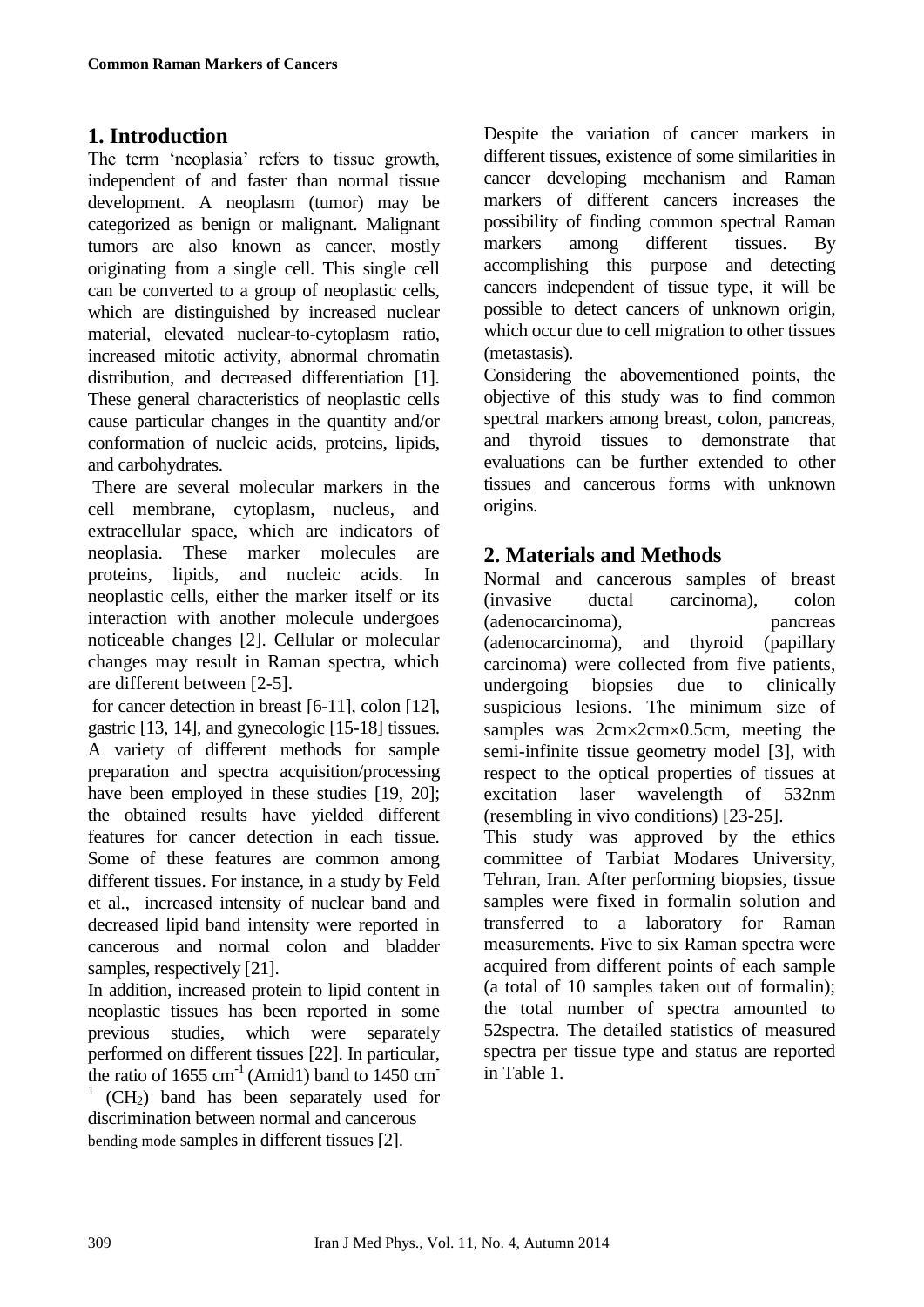## 1. Introduction

The term 'neoplasia' refers to tissue growth, independent of and faster than normal tissue development. A neoplasm (tumor) may be categorized as benign or malignant. Malignant tumors are also known as cancer, mostly originating from a single cell. This single cell can be converted to a group of neoplastic cells, which are distinguished by increased nuclear material, elevated nuclear-to-cytoplasm ratio, increased mitotic activity, abnormal chromatin distribution, and decreased differentiation [1]. These general characteristics of neoplastic cells cause particular changes in the quantity and/or conformation of nucleic acids, proteins, lipids, and carbohydrates.

There are several molecular markers in the cell membrane, cytoplasm, nucleus, and extracellular space, which are indicators of neoplasia. These marker molecules are proteins, lipids, and nucleic acids. In neoplastic cells, either the marker itself or its interaction with another molecule undergoes noticeable changes [2]. Cellular or molecular changes may result in Raman spectra, which are different between [2-5].

for cancer detection in breast [6-11], colon [12], gastric [13, 14], and gynecologic [15-18] tissues. A variety of different methods for sample preparation and spectra acquisition/processing have been employed in these studies [19, 20]; the obtained results have yielded different features for cancer detection in each tissue. Some of these features are common among different tissues. For instance, in a study by Feld et al., increased intensity of nuclear band and decreased lipid band intensity were reported in cancerous and normal colon and bladder samples, respectively [21].

In addition, increased protein to lipid content in neoplastic tissues has been reported in some previous studies, which were separately performed on different tissues [22]. In particular, the ratio of 1655 $cm^{-1}$ (Amid1) band to 1450 $cm^{-1}$ ($CH_2$) band has been separately used for discrimination between normal and cancerous bending mode samples in different tissues [2].

Despite the variation of cancer markers in different tissues, existence of some similarities in cancer developing mechanism and Raman markers of different cancers increases the possibility of finding common spectral Raman markers among different tissues. By accomplishing this purpose and detecting cancers independent of tissue type, it will be possible to detect cancers of unknown origin, which occur due to cell migration to other tissues (metastasis).

Considering the abovementioned points, the objective of this study was to find common spectral markers among breast, colon, pancreas, and thyroid tissues to demonstrate that evaluations can be further extended to other tissues and cancerous forms with unknown origins.

## 2. Materials and Methods

Normal and cancerous samples of breast (invasive ductal carcinoma), colon (adenocarcinoma), pancreas (adenocarcinoma), and thyroid (papillary carcinoma) were collected from five patients, undergoing biopsies due to clinically suspicious lesions. The minimum size of samples was 2cm×2cm×0.5cm, meeting the semi-infinite tissue geometry model [3], with respect to the optical properties of tissues at excitation laser wavelength of 532nm (resembling in vivo conditions) [23-25].

This study was approved by the ethics committee of Tarbiat Modares University, Tehran, Iran. After performing biopsies, tissue samples were fixed in formalin solution and transferred to a laboratory for Raman measurements. Five to six Raman spectra were acquired from different points of each sample (a total of 10 samples taken out of formalin); the total number of spectra amounted to 52spectra. The detailed statistics of measured spectra per tissue type and status are reported in Table 1.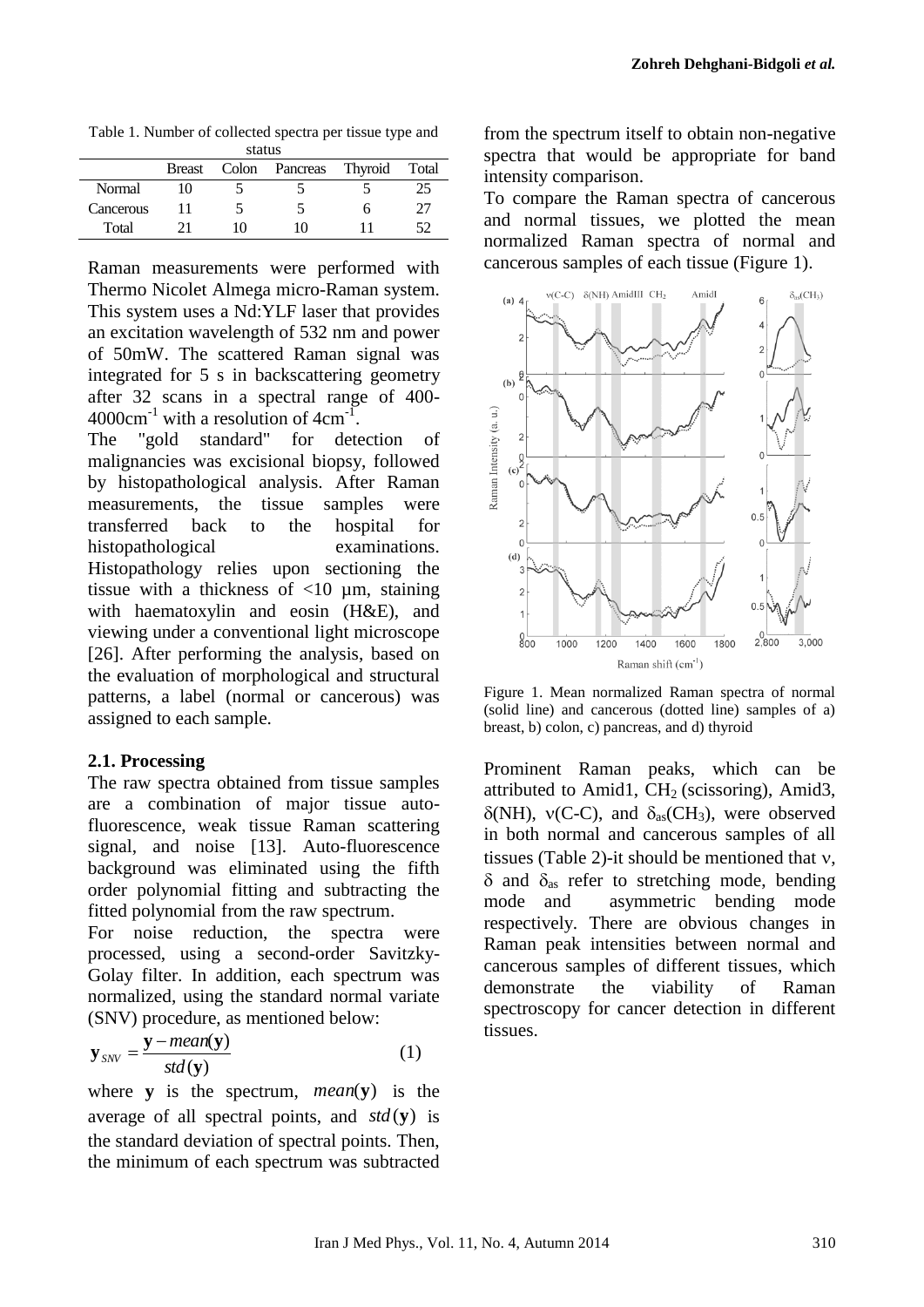Table 1. Number of collected spectra per tissue type and status

| | Breast | Colon | Pancreas | Thyroid | Total |
|---|---|---|---|---|---|
| Normal | 10 | 5 | 5 | 5 | 25 |
| Cancerous | 11 | 5 | 5 | 6 | 27 |
| Total | 21 | 10 | 10 | 11 | 52 |

Raman measurements were performed with Thermo Nicolet Almega micro-Raman system. This system uses a Nd:YLF laser that provides an excitation wavelength of 532 nm and power of 50mW. The scattered Raman signal was integrated for 5 s in backscattering geometry after 32 scans in a spectral range of 400-4000cm$^{-1}$ with a resolution of 4cm$^{-1}$.

The "gold standard" for detection of malignancies was excisional biopsy, followed by histopathological analysis. After Raman measurements, the tissue samples were transferred back to the hospital for histopathological examinations. Histopathology relies upon sectioning the tissue with a thickness of <10 µm, staining with haematoxylin and eosin (H&E), and viewing under a conventional light microscope [26]. After performing the analysis, based on the evaluation of morphological and structural patterns, a label (normal or cancerous) was assigned to each sample.

### 2.1. Processing

The raw spectra obtained from tissue samples are a combination of major tissue auto-fluorescence, weak tissue Raman scattering signal, and noise [13]. Auto-fluorescence background was eliminated using the fifth order polynomial fitting and subtracting the fitted polynomial from the raw spectrum.

For noise reduction, the spectra were processed, using a second-order Savitzky-Golay filter. In addition, each spectrum was normalized, using the standard normal variate (SNV) procedure, as mentioned below:

$$\mathbf{y}_{SNV} = \frac{\mathbf{y} - mean(\mathbf{y})}{std(\mathbf{y})} \qquad (1)$$

where $\mathbf{y}$ is the spectrum, $mean(\mathbf{y})$ is the average of all spectral points, and $std(\mathbf{y})$ is the standard deviation of spectral points. Then, the minimum of each spectrum was subtracted from the spectrum itself to obtain non-negative spectra that would be appropriate for band intensity comparison.

To compare the Raman spectra of cancerous and normal tissues, we plotted the mean normalized Raman spectra of normal and cancerous samples of each tissue (Figure 1).

Figure 1. Mean normalized Raman spectra of normal (solid line) and cancerous (dotted line) samples of a) breast, b) colon, c) pancreas, and d) thyroid

Prominent Raman peaks, which can be attributed to Amid1, $CH_2$ (scissoring), Amid3, $\delta$(NH), $\nu$(C-C), and $\delta_{as}(CH_3)$, were observed in both normal and cancerous samples of all tissues (Table 2)-it should be mentioned that $\nu$, $\delta$ and $\delta_{as}$ refer to stretching mode, bending mode and asymmetric bending mode respectively. There are obvious changes in Raman peak intensities between normal and cancerous samples of different tissues, which demonstrate the viability of Raman spectroscopy for cancer detection in different tissues.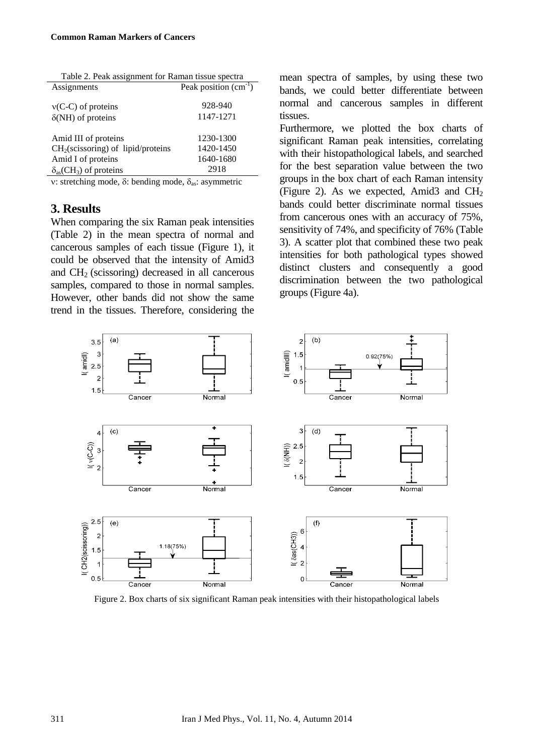Table 2. Peak assignment for Raman tissue spectra

| Assignments | Peak position ($cm^{-1}$) |
|---|---|
| ν(C-C) of proteins | 928-940 |
| δ(NH) of proteins | 1147-1271 |
| Amid III of proteins | 1230-1300 |
| $CH_2$(scissoring) of lipid/proteins | 1420-1450 |
| Amid I of proteins | 1640-1680 |
| $\delta_{as}(CH_3)$ of proteins | 2918 |

ν: stretching mode, δ: bending mode, $\delta_{as}$: asymmetric

## 3. Results

When comparing the six Raman peak intensities (Table 2) in the mean spectra of normal and cancerous samples of each tissue (Figure 1), it could be observed that the intensity of Amid3 and $CH_2$ (scissoring) decreased in all cancerous samples, compared to those in normal samples. However, other bands did not show the same trend in the tissues. Therefore, considering the mean spectra of samples, by using these two bands, we could better differentiate between normal and cancerous samples in different tissues.

Furthermore, we plotted the box charts of significant Raman peak intensities, correlating with their histopathological labels, and searched for the best separation value between the two groups in the box chart of each Raman intensity (Figure 2). As we expected, Amid3 and $CH_2$ bands could better discriminate normal tissues from cancerous ones with an accuracy of 75%, sensitivity of 74%, and specificity of 76% (Table 3). A scatter plot that combined these two peak intensities for both pathological types showed distinct clusters and consequently a good discrimination between the two pathological groups (Figure 4a).

Figure 2. Box charts of six significant Raman peak intensities with their histopathological labels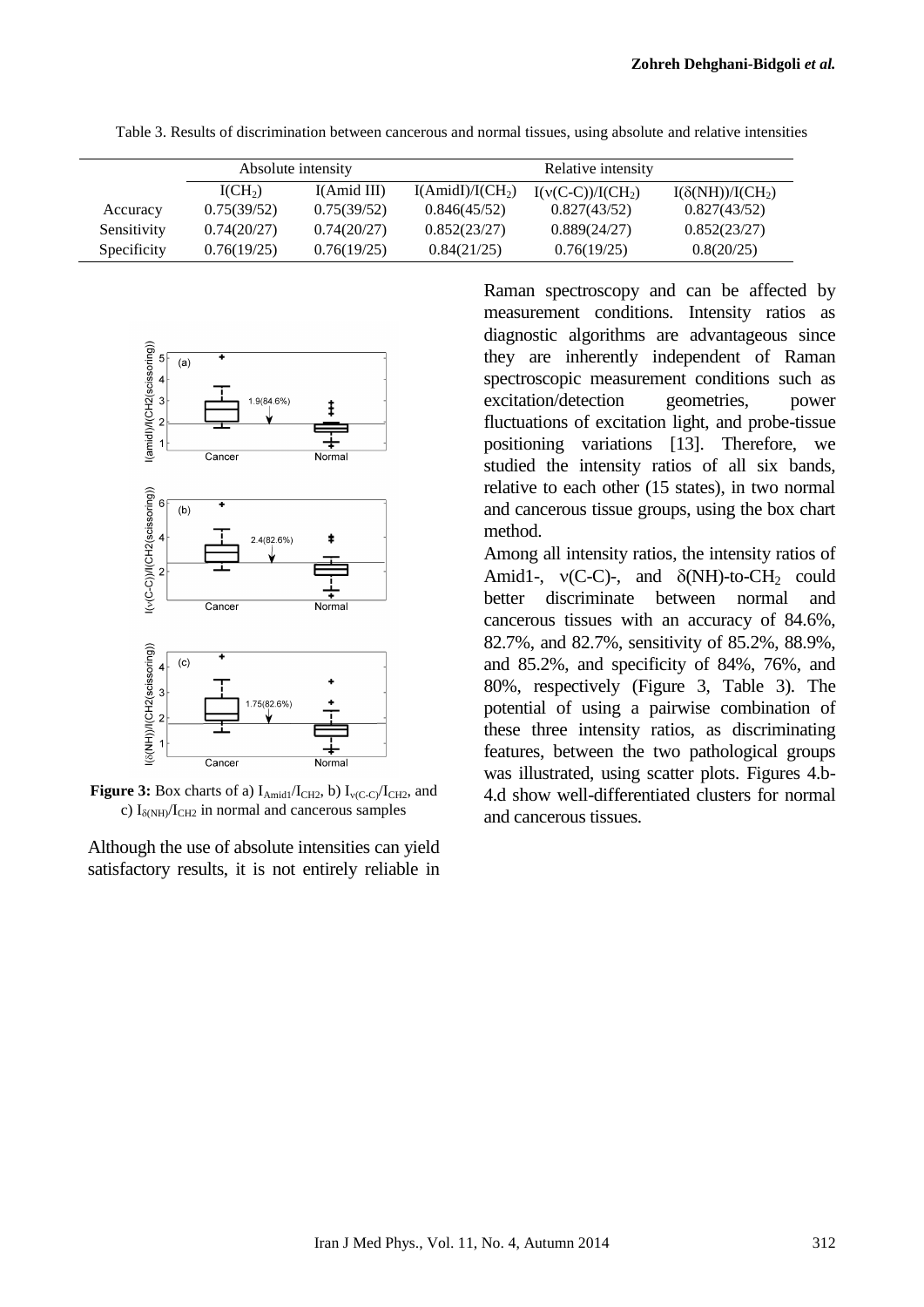Table 3. Results of discrimination between cancerous and normal tissues, using absolute and relative intensities

| | Absolute intensity | | Relative intensity | | |
|---|---|---|---|---|---|
| | $I(CH_2)$ | I(Amid III) | $I(AmidI)/I(CH_2)$ | $I(\nu(C\text{-}C))/I(CH_2)$ | $I(\delta(NH))/I(CH_2)$ |
| Accuracy | 0.75(39/52) | 0.75(39/52) | 0.846(45/52) | 0.827(43/52) | 0.827(43/52) |
| Sensitivity | 0.74(20/27) | 0.74(20/27) | 0.852(23/27) | 0.889(24/27) | 0.852(23/27) |
| Specificity | 0.76(19/25) | 0.76(19/25) | 0.84(21/25) | 0.76(19/25) | 0.8(20/25) |

**Figure 3:** Box charts of a) $I_{Amid1}/I_{CH2}$, b) $I_{\nu(C\text{-}C)}/I_{CH2}$, and c) $I_{\delta(NH)}/I_{CH2}$ in normal and cancerous samples

Although the use of absolute intensities can yield satisfactory results, it is not entirely reliable in Raman spectroscopy and can be affected by measurement conditions. Intensity ratios as diagnostic algorithms are advantageous since they are inherently independent of Raman spectroscopic measurement conditions such as excitation/detection geometries, power fluctuations of excitation light, and probe-tissue positioning variations [13]. Therefore, we studied the intensity ratios of all six bands, relative to each other (15 states), in two normal and cancerous tissue groups, using the box chart method.

Among all intensity ratios, the intensity ratios of Amid1-, ν(C-C)-, and δ(NH)-to-$CH_2$ could better discriminate between normal and cancerous tissues with an accuracy of 84.6%, 82.7%, and 82.7%, sensitivity of 85.2%, 88.9%, and 85.2%, and specificity of 84%, 76%, and 80%, respectively (Figure 3, Table 3). The potential of using a pairwise combination of these three intensity ratios, as discriminating features, between the two pathological groups was illustrated, using scatter plots. Figures 4.b-4.d show well-differentiated clusters for normal and cancerous tissues.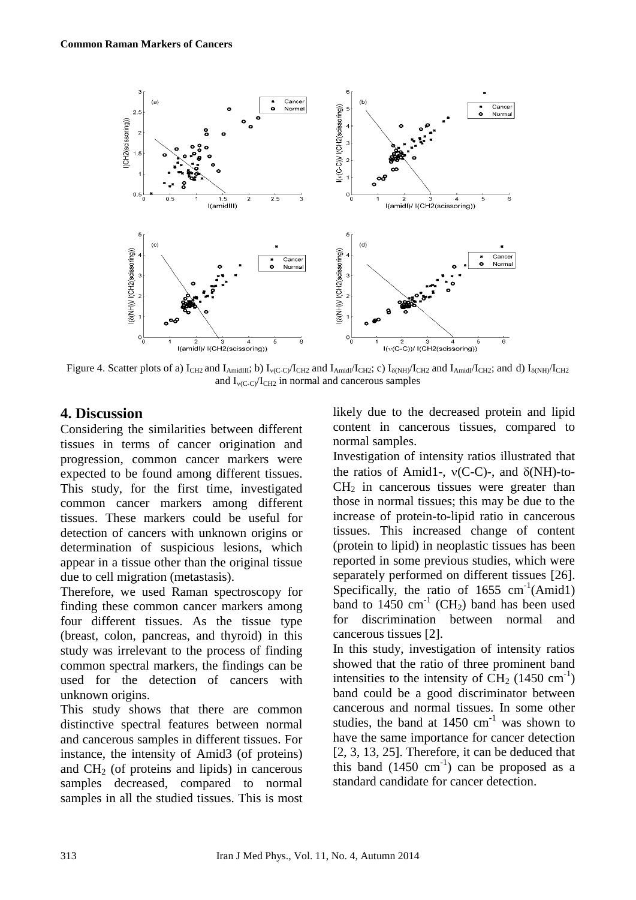Figure 4. Scatter plots of a) $I_{CH2}$ and $I_{AmidIII}$; b) $I_{\nu(C-C)}/I_{CH2}$ and $I_{AmidI}/I_{CH2}$; c) $I_{\delta(NH)}/I_{CH2}$ and $I_{AmidI}/I_{CH2}$; and d) $I_{\delta(NH)}/I_{CH2}$ and $I_{\nu(C-C)}/I_{CH2}$ in normal and cancerous samples

## 4. Discussion

Considering the similarities between different tissues in terms of cancer origination and progression, common cancer markers were expected to be found among different tissues. This study, for the first time, investigated common cancer markers among different tissues. These markers could be useful for detection of cancers with unknown origins or determination of suspicious lesions, which appear in a tissue other than the original tissue due to cell migration (metastasis).

Therefore, we used Raman spectroscopy for finding these common cancer markers among four different tissues. As the tissue type (breast, colon, pancreas, and thyroid) in this study was irrelevant to the process of finding common spectral markers, the findings can be used for the detection of cancers with unknown origins.

This study shows that there are common distinctive spectral features between normal and cancerous samples in different tissues. For instance, the intensity of Amid3 (of proteins) and $CH_2$ (of proteins and lipids) in cancerous samples decreased, compared to normal samples in all the studied tissues. This is most likely due to the decreased protein and lipid content in cancerous tissues, compared to normal samples.

Investigation of intensity ratios illustrated that the ratios of Amid1-, $\nu$(C-C)-, and $\delta$(NH)-to-$CH_2$ in cancerous tissues were greater than those in normal tissues; this may be due to the increase of protein-to-lipid ratio in cancerous tissues. This increased change of content (protein to lipid) in neoplastic tissues has been reported in some previous studies, which were separately performed on different tissues [26]. Specifically, the ratio of 1655 $cm^{-1}$(Amid1) band to 1450 $cm^{-1}$ ($CH_2$) band has been used for discrimination between normal and cancerous tissues [2].

In this study, investigation of intensity ratios showed that the ratio of three prominent band intensities to the intensity of $CH_2$ (1450 $cm^{-1}$) band could be a good discriminator between cancerous and normal tissues. In some other studies, the band at 1450 $cm^{-1}$ was shown to have the same importance for cancer detection [2, 3, 13, 25]. Therefore, it can be deduced that this band (1450 $cm^{-1}$) can be proposed as a standard candidate for cancer detection.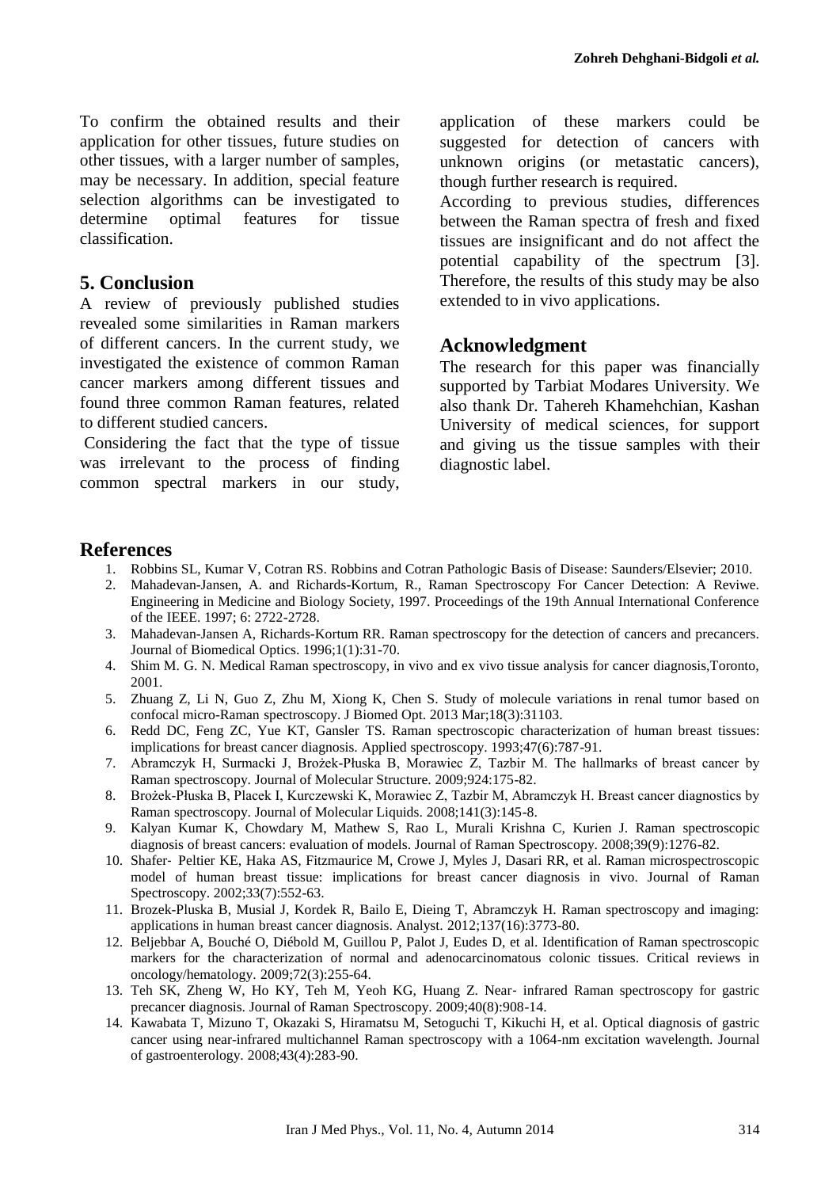To confirm the obtained results and their application for other tissues, future studies on other tissues, with a larger number of samples, may be necessary. In addition, special feature selection algorithms can be investigated to determine optimal features for tissue classification.

## 5. Conclusion

A review of previously published studies revealed some similarities in Raman markers of different cancers. In the current study, we investigated the existence of common Raman cancer markers among different tissues and found three common Raman features, related to different studied cancers.

Considering the fact that the type of tissue was irrelevant to the process of finding common spectral markers in our study, application of these markers could be suggested for detection of cancers with unknown origins (or metastatic cancers), though further research is required.

According to previous studies, differences between the Raman spectra of fresh and fixed tissues are insignificant and do not affect the potential capability of the spectrum [3]. Therefore, the results of this study may be also extended to in vivo applications.

## Acknowledgment

The research for this paper was financially supported by Tarbiat Modares University. We also thank Dr. Tahereh Khamehchian, Kashan University of medical sciences, for support and giving us the tissue samples with their diagnostic label.

## References

1. Robbins SL, Kumar V, Cotran RS. Robbins and Cotran Pathologic Basis of Disease: Saunders/Elsevier; 2010.
2. Mahadevan-Jansen, A. and Richards-Kortum, R., Raman Spectroscopy For Cancer Detection: A Reviwe. Engineering in Medicine and Biology Society, 1997. Proceedings of the 19th Annual International Conference of the IEEE. 1997; 6: 2722-2728.
3. Mahadevan-Jansen A, Richards-Kortum RR. Raman spectroscopy for the detection of cancers and precancers. Journal of Biomedical Optics. 1996;1(1):31-70.
4. Shim M. G. N. Medical Raman spectroscopy, in vivo and ex vivo tissue analysis for cancer diagnosis,Toronto, 2001.
5. Zhuang Z, Li N, Guo Z, Zhu M, Xiong K, Chen S. Study of molecule variations in renal tumor based on confocal micro-Raman spectroscopy. J Biomed Opt. 2013 Mar;18(3):31103.
6. Redd DC, Feng ZC, Yue KT, Gansler TS. Raman spectroscopic characterization of human breast tissues: implications for breast cancer diagnosis. Applied spectroscopy. 1993;47(6):787-91.
7. Abramczyk H, Surmacki J, Brożek-Płuska B, Morawiec Z, Tazbir M. The hallmarks of breast cancer by Raman spectroscopy. Journal of Molecular Structure. 2009;924:175-82.
8. Brożek-Płuska B, Placek I, Kurczewski K, Morawiec Z, Tazbir M, Abramczyk H. Breast cancer diagnostics by Raman spectroscopy. Journal of Molecular Liquids. 2008;141(3):145-8.
9. Kalyan Kumar K, Chowdary M, Mathew S, Rao L, Murali Krishna C, Kurien J. Raman spectroscopic diagnosis of breast cancers: evaluation of models. Journal of Raman Spectroscopy. 2008;39(9):1276-82.
10. Shafer‐ Peltier KE, Haka AS, Fitzmaurice M, Crowe J, Myles J, Dasari RR, et al. Raman microspectroscopic model of human breast tissue: implications for breast cancer diagnosis in vivo. Journal of Raman Spectroscopy. 2002;33(7):552-63.
11. Brozek-Pluska B, Musial J, Kordek R, Bailo E, Dieing T, Abramczyk H. Raman spectroscopy and imaging: applications in human breast cancer diagnosis. Analyst. 2012;137(16):3773-80.
12. Beljebbar A, Bouché O, Diébold M, Guillou P, Palot J, Eudes D, et al. Identification of Raman spectroscopic markers for the characterization of normal and adenocarcinomatous colonic tissues. Critical reviews in oncology/hematology. 2009;72(3):255-64.
13. Teh SK, Zheng W, Ho KY, Teh M, Yeoh KG, Huang Z. Near‐ infrared Raman spectroscopy for gastric precancer diagnosis. Journal of Raman Spectroscopy. 2009;40(8):908-14.
14. Kawabata T, Mizuno T, Okazaki S, Hiramatsu M, Setoguchi T, Kikuchi H, et al. Optical diagnosis of gastric cancer using near-infrared multichannel Raman spectroscopy with a 1064-nm excitation wavelength. Journal of gastroenterology. 2008;43(4):283-90.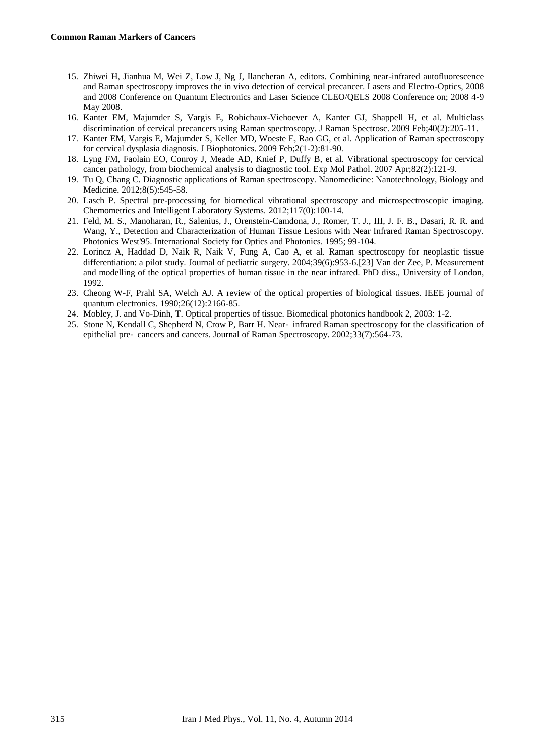15. Zhiwei H, Jianhua M, Wei Z, Low J, Ng J, Ilancheran A, editors. Combining near-infrared autofluorescence and Raman spectroscopy improves the in vivo detection of cervical precancer. Lasers and Electro-Optics, 2008 and 2008 Conference on Quantum Electronics and Laser Science CLEO/QELS 2008 Conference on; 2008 4-9 May 2008.
16. Kanter EM, Majumder S, Vargis E, Robichaux-Viehoever A, Kanter GJ, Shappell H, et al. Multiclass discrimination of cervical precancers using Raman spectroscopy. J Raman Spectrosc. 2009 Feb;40(2):205-11.
17. Kanter EM, Vargis E, Majumder S, Keller MD, Woeste E, Rao GG, et al. Application of Raman spectroscopy for cervical dysplasia diagnosis. J Biophotonics. 2009 Feb;2(1-2):81-90.
18. Lyng FM, Faolain EO, Conroy J, Meade AD, Knief P, Duffy B, et al. Vibrational spectroscopy for cervical cancer pathology, from biochemical analysis to diagnostic tool. Exp Mol Pathol. 2007 Apr;82(2):121-9.
19. Tu Q, Chang C. Diagnostic applications of Raman spectroscopy. Nanomedicine: Nanotechnology, Biology and Medicine. 2012;8(5):545-58.
20. Lasch P. Spectral pre-processing for biomedical vibrational spectroscopy and microspectroscopic imaging. Chemometrics and Intelligent Laboratory Systems. 2012;117(0):100-14.
21. Feld, M. S., Manoharan, R., Salenius, J., Orenstein-Camdona, J., Romer, T. J., III, J. F. B., Dasari, R. R. and Wang, Y., Detection and Characterization of Human Tissue Lesions with Near Infrared Raman Spectroscopy. Photonics West'95. International Society for Optics and Photonics. 1995; 99-104.
22. Lorincz A, Haddad D, Naik R, Naik V, Fung A, Cao A, et al. Raman spectroscopy for neoplastic tissue differentiation: a pilot study. Journal of pediatric surgery. 2004;39(6):953-6.[23] Van der Zee, P. Measurement and modelling of the optical properties of human tissue in the near infrared. PhD diss., University of London, 1992.
23. Cheong W-F, Prahl SA, Welch AJ. A review of the optical properties of biological tissues. IEEE journal of quantum electronics. 1990;26(12):2166-85.
24. Mobley, J. and Vo-Dinh, T. Optical properties of tissue. Biomedical photonics handbook 2, 2003: 1-2.
25. Stone N, Kendall C, Shepherd N, Crow P, Barr H. Near‐ infrared Raman spectroscopy for the classification of epithelial pre‐ cancers and cancers. Journal of Raman Spectroscopy. 2002;33(7):564-73.